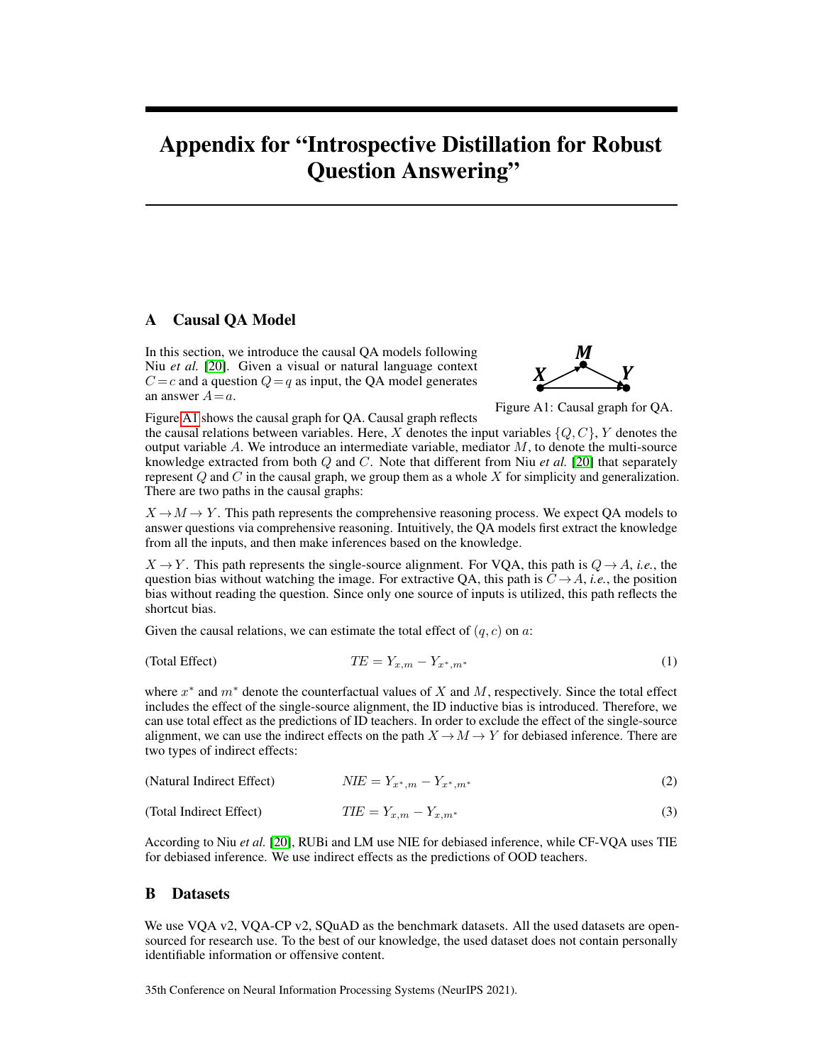# Appendix for "Introspective Distillation for Robust Question Answering"

## A Causal QA Model

In this section, we introduce the causal QA models following Niu *et al.* [20]. Given a visual or natural language context $C = c$ and a question $Q = q$ as input, the QA model generates an answer $A = a$.

Figure A1: Causal graph for QA.

Figure A1 shows the causal graph for QA. Causal graph reflects the causal relations between variables. Here, $X$ denotes the input variables $\{Q, C\}$, $Y$ denotes the output variable $A$. We introduce an intermediate variable, mediator $M$, to denote the multi-source knowledge extracted from both $Q$ and $C$. Note that different from Niu *et al.* [20] that separately represent $Q$ and $C$ in the causal graph, we group them as a whole $X$ for simplicity and generalization. There are two paths in the causal graphs:

$X \rightarrow M \rightarrow Y$. This path represents the comprehensive reasoning process. We expect QA models to answer questions via comprehensive reasoning. Intuitively, the QA models first extract the knowledge from all the inputs, and then make inferences based on the knowledge.

$X \rightarrow Y$. This path represents the single-source alignment. For VQA, this path is $Q \rightarrow A$, *i.e.*, the question bias without watching the image. For extractive QA, this path is $C \rightarrow A$, *i.e.*, the position bias without reading the question. Since only one source of inputs is utilized, this path reflects the shortcut bias.

Given the causal relations, we can estimate the total effect of $(q, c)$ on $a$:

$$\text{(Total Effect)} \qquad TE = Y_{x,m} - Y_{x^*,m^*} \tag{1}$$

where $x^*$ and $m^*$ denote the counterfactual values of $X$ and $M$, respectively. Since the total effect includes the effect of the single-source alignment, the ID inductive bias is introduced. Therefore, we can use total effect as the predictions of ID teachers. In order to exclude the effect of the single-source alignment, we can use the indirect effects on the path $X \rightarrow M \rightarrow Y$ for debiased inference. There are two types of indirect effects:

$$\text{(Natural Indirect Effect)} \qquad NIE = Y_{x^*,m} - Y_{x^*,m^*} \tag{2}$$

$$\text{(Total Indirect Effect)} \qquad TIE = Y_{x,m} - Y_{x,m^*} \tag{3}$$

According to Niu *et al.* [20], RUBi and LM use NIE for debiased inference, while CF-VQA uses TIE for debiased inference. We use indirect effects as the predictions of OOD teachers.

## B Datasets

We use VQA v2, VQA-CP v2, SQuAD as the benchmark datasets. All the used datasets are open-sourced for research use. To the best of our knowledge, the used dataset does not contain personally identifiable information or offensive content.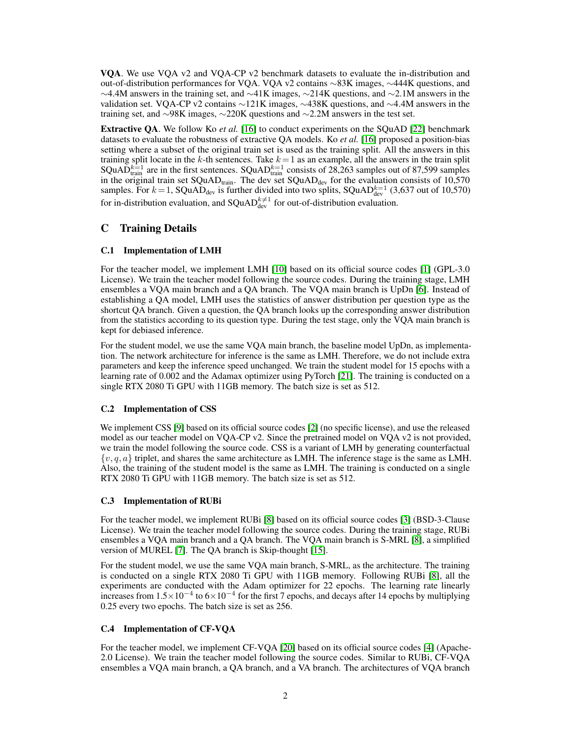**VQA**. We use VQA v2 and VQA-CP v2 benchmark datasets to evaluate the in-distribution and out-of-distribution performances for VQA. VQA v2 contains ∼83K images, ∼444K questions, and ∼4.4M answers in the training set, and ∼41K images, ∼214K questions, and ∼2.1M answers in the validation set. VQA-CP v2 contains ∼121K images, ∼438K questions, and ∼4.4M answers in the training set, and ∼98K images, ∼220K questions and ∼2.2M answers in the test set.

**Extractive QA**. We follow Ko *et al.* [16] to conduct experiments on the SQuAD [22] benchmark datasets to evaluate the robustness of extractive QA models. Ko *et al.* [16] proposed a position-bias setting where a subset of the original train set is used as the training split. All the answers in this training split locate in the $k$-th sentences. Take $k=1$ as an example, all the answers in the train split $\text{SQuAD}_{\text{train}}^{k=1}$ are in the first sentences. $\text{SQuAD}_{\text{train}}^{k=1}$ consists of 28,263 samples out of 87,599 samples in the original train set $\text{SQuAD}_{\text{train}}$. The dev set $\text{SQuAD}_{\text{dev}}$ for the evaluation consists of 10,570 samples. For $k=1$, $\text{SQuAD}_{\text{dev}}$ is further divided into two splits, $\text{SQuAD}_{\text{dev}}^{k=1}$ (3,637 out of 10,570) for in-distribution evaluation, and $\text{SQuAD}_{\text{dev}}^{k\neq 1}$ for out-of-distribution evaluation.

# C Training Details

## C.1 Implementation of LMH

For the teacher model, we implement LMH [10] based on its official source codes [1] (GPL-3.0 License). We train the teacher model following the source codes. During the training stage, LMH ensembles a VQA main branch and a QA branch. The VQA main branch is UpDn [6]. Instead of establishing a QA model, LMH uses the statistics of answer distribution per question type as the shortcut QA branch. Given a question, the QA branch looks up the corresponding answer distribution from the statistics according to its question type. During the test stage, only the VQA main branch is kept for debiased inference.

For the student model, we use the same VQA main branch, the baseline model UpDn, as implementation. The network architecture for inference is the same as LMH. Therefore, we do not include extra parameters and keep the inference speed unchanged. We train the student model for 15 epochs with a learning rate of 0.002 and the Adamax optimizer using PyTorch [21]. The training is conducted on a single RTX 2080 Ti GPU with 11GB memory. The batch size is set as 512.

## C.2 Implementation of CSS

We implement CSS [9] based on its official source codes [2] (no specific license), and use the released model as our teacher model on VQA-CP v2. Since the pretrained model on VQA v2 is not provided, we train the model following the source code. CSS is a variant of LMH by generating counterfactual $\{v, q, a\}$ triplet, and shares the same architecture as LMH. The inference stage is the same as LMH. Also, the training of the student model is the same as LMH. The training is conducted on a single RTX 2080 Ti GPU with 11GB memory. The batch size is set as 512.

## C.3 Implementation of RUBi

For the teacher model, we implement RUBi [8] based on its official source codes [3] (BSD-3-Clause License). We train the teacher model following the source codes. During the training stage, RUBi ensembles a VQA main branch and a QA branch. The VQA main branch is S-MRL [8], a simplified version of MUREL [7]. The QA branch is Skip-thought [15].

For the student model, we use the same VQA main branch, S-MRL, as the architecture. The training is conducted on a single RTX 2080 Ti GPU with 11GB memory. Following RUBi [8], all the experiments are conducted with the Adam optimizer for 22 epochs. The learning rate linearly increases from $1.5\times10^{-4}$ to $6\times10^{-4}$ for the first 7 epochs, and decays after 14 epochs by multiplying 0.25 every two epochs. The batch size is set as 256.

## C.4 Implementation of CF-VQA

For the teacher model, we implement CF-VQA [20] based on its official source codes [4] (Apache-2.0 License). We train the teacher model following the source codes. Similar to RUBi, CF-VQA ensembles a VQA main branch, a QA branch, and a VA branch. The architectures of VQA branch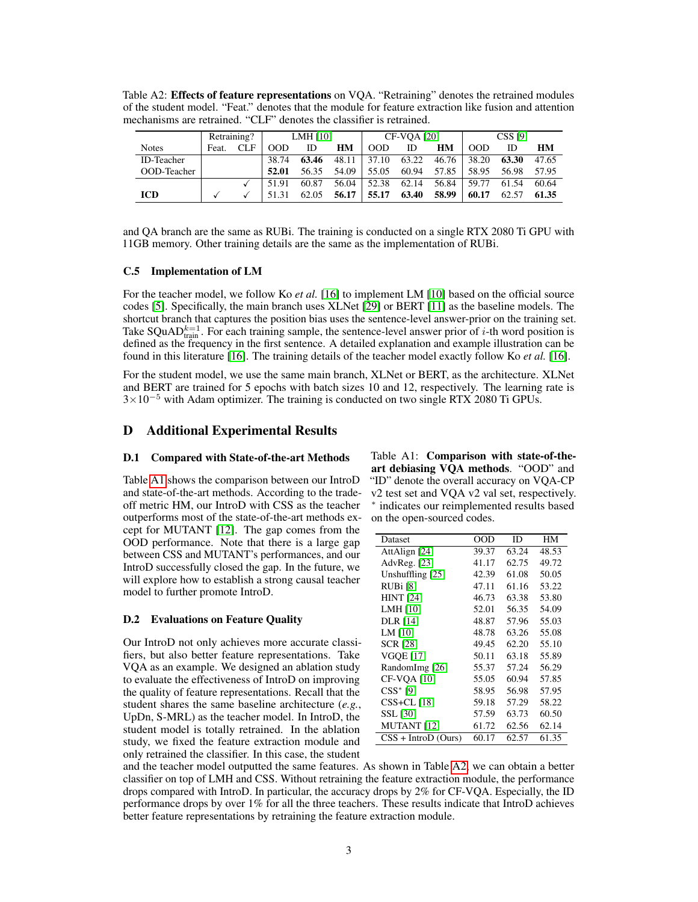Table A2: **Effects of feature representations** on VQA. "Retraining" denotes the retrained modules of the student model. "Feat." denotes that the module for feature extraction like fusion and attention mechanisms are retrained. "CLF" denotes the classifier is retrained.

| Notes | Retraining? | | LMH [10] | | | CF-VQA [20] | | | CSS [9] | | |
|---|---|---|---|---|---|---|---|---|---|---|---|
| | Feat. | CLF | OOD | ID | **HM** | OOD | ID | **HM** | OOD | ID | **HM** |
| ID-Teacher | | | 38.74 | **63.46** | 48.11 | 37.10 | 63.22 | 46.76 | 38.20 | **63.30** | 47.65 |
| OOD-Teacher | | | **52.01** | 56.35 | 54.09 | 55.05 | 60.94 | 57.85 | 58.95 | 56.98 | 57.95 |
| | | ✓ | 51.91 | 60.87 | 56.04 | 52.38 | 62.14 | 56.84 | 59.77 | 61.54 | 60.64 |
| **ICD** | ✓ | ✓ | 51.31 | 62.05 | **56.17** | **55.17** | **63.40** | **58.99** | **60.17** | 62.57 | **61.35** |

and QA branch are the same as RUBi. The training is conducted on a single RTX 2080 Ti GPU with 11GB memory. Other training details are the same as the implementation of RUBi.

### C.5 Implementation of LM

For the teacher model, we follow Ko *et al.* [16] to implement LM [10] based on the official source codes [5]. Specifically, the main branch uses XLNet [29] or BERT [11] as the baseline models. The shortcut branch that captures the position bias uses the sentence-level answer-prior on the training set. Take SQuAD$^{k=1}_{\text{train}}$. For each training sample, the sentence-level answer prior of $i$-th word position is defined as the frequency in the first sentence. A detailed explanation and example illustration can be found in this literature [16]. The training details of the teacher model exactly follow Ko *et al.* [16].

For the student model, we use the same main branch, XLNet or BERT, as the architecture. XLNet and BERT are trained for 5 epochs with batch sizes 10 and 12, respectively. The learning rate is $3\times10^{-5}$ with Adam optimizer. The training is conducted on two single RTX 2080 Ti GPUs.

## D Additional Experimental Results

### D.1 Compared with State-of-the-art Methods

Table A1 shows the comparison between our IntroD and state-of-the-art methods. According to the trade-off metric HM, our IntroD with CSS as the teacher outperforms most of the state-of-the-art methods except for MUTANT [12]. The gap comes from the OOD performance. Note that there is a large gap between CSS and MUTANT's performances, and our IntroD successfully closed the gap. In the future, we will explore how to establish a strong causal teacher model to further promote IntroD.

Table A1: **Comparison with state-of-the-art debiasing VQA methods**. "OOD" and "ID" denote the overall accuracy on VQA-CP v2 test set and VQA v2 val set, respectively. * indicates our reimplemented results based on the open-sourced codes.

| Dataset | OOD | ID | HM |
|---|---|---|---|
| AttAlign [24] | 39.37 | 63.24 | 48.53 |
| AdvReg. [23] | 41.17 | 62.75 | 49.72 |
| Unshuffling [25] | 42.39 | 61.08 | 50.05 |
| RUBi [8] | 47.11 | 61.16 | 53.22 |
| HINT [24] | 46.73 | 63.38 | 53.80 |
| LMH [10] | 52.01 | 56.35 | 54.09 |
| DLR [14] | 48.87 | 57.96 | 55.03 |
| LM [10] | 48.78 | 63.26 | 55.08 |
| SCR [28] | 49.45 | 62.20 | 55.10 |
| VGQE [17] | 50.11 | 63.18 | 55.89 |
| RandomImg [26] | 55.37 | 57.24 | 56.29 |
| CF-VQA [10] | 55.05 | 60.94 | 57.85 |
| CSS* [9] | 58.95 | 56.98 | 57.95 |
| CSS+CL [18] | 59.18 | 57.29 | 58.22 |
| SSL [30] | 57.59 | 63.73 | 60.50 |
| MUTANT [12] | 61.72 | 62.56 | 62.14 |
| CSS + IntroD (Ours) | 60.17 | 62.57 | 61.35 |

### D.2 Evaluations on Feature Quality

Our IntroD not only achieves more accurate classifiers, but also better feature representations. Take VQA as an example. We designed an ablation study to evaluate the effectiveness of IntroD on improving the quality of feature representations. Recall that the student shares the same baseline architecture (*e.g.*, UpDn, S-MRL) as the teacher model. In IntroD, the student model is totally retrained. In the ablation study, we fixed the feature extraction module and only retrained the classifier. In this case, the student and the teacher model outputted the same features. As shown in Table A2, we can obtain a better classifier on top of LMH and CSS. Without retraining the feature extraction module, the performance drops compared with IntroD. In particular, the accuracy drops by 2% for CF-VQA. Especially, the ID performance drops by over 1% for all the three teachers. These results indicate that IntroD achieves better feature representations by retraining the feature extraction module.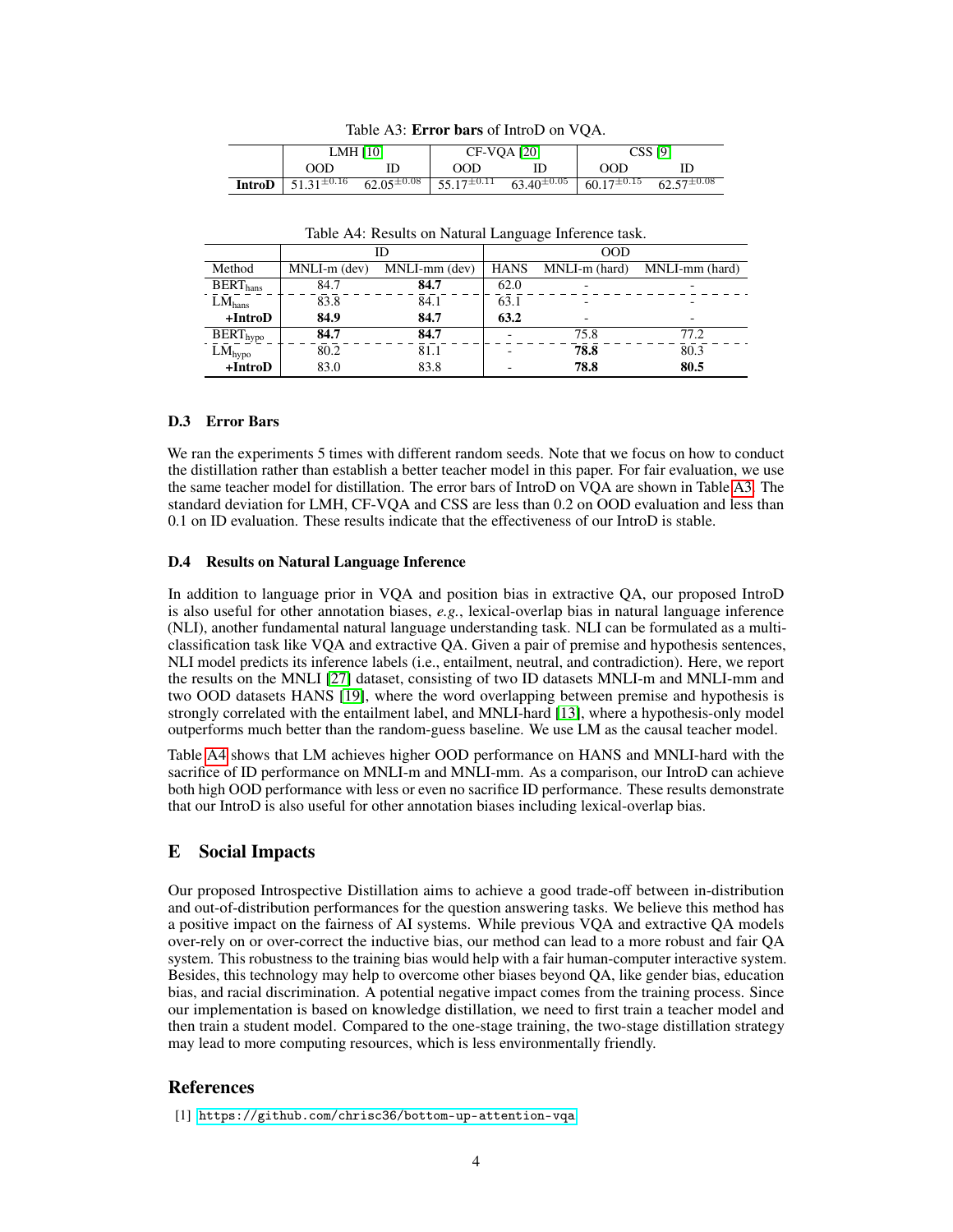Table A3: **Error bars** of IntroD on VQA.

| | LMH [10] | | CF-VQA [20] | | CSS [9] | |
|---|---|---|---|---|---|---|
| | OOD | ID | OOD | ID | OOD | ID |
| **IntroD** | $51.31^{\pm 0.16}$ | $62.05^{\pm 0.08}$ | $55.17^{\pm 0.11}$ | $63.40^{\pm 0.05}$ | $60.17^{\pm 0.15}$ | $62.57^{\pm 0.08}$ |

Table A4: Results on Natural Language Inference task.

| | ID | | OOD | | |
|---|---|---|---|---|---|
| Method | MNLI-m (dev) | MNLI-mm (dev) | HANS | MNLI-m (hard) | MNLI-mm (hard) |
| $\text{BERT}_{\text{hans}}$ | 84.7 | **84.7** | 62.0 | - | - |
| $\text{LM}_{\text{hans}}$ | 83.8 | 84.1 | 63.1 | - | - |
| **+IntroD** | **84.9** | **84.7** | **63.2** | - | - |
| $\text{BERT}_{\text{hypo}}$ | **84.7** | **84.7** | - | 75.8 | 77.2 |
| $\text{LM}_{\text{hypo}}$ | 80.2 | 81.1 | - | **78.8** | 80.3 |
| **+IntroD** | 83.0 | 83.8 | - | **78.8** | **80.5** |

### D.3 Error Bars

We ran the experiments 5 times with different random seeds. Note that we focus on how to conduct the distillation rather than establish a better teacher model in this paper. For fair evaluation, we use the same teacher model for distillation. The error bars of IntroD on VQA are shown in Table A3. The standard deviation for LMH, CF-VQA and CSS are less than 0.2 on OOD evaluation and less than 0.1 on ID evaluation. These results indicate that the effectiveness of our IntroD is stable.

### D.4 Results on Natural Language Inference

In addition to language prior in VQA and position bias in extractive QA, our proposed IntroD is also useful for other annotation biases, *e.g.*, lexical-overlap bias in natural language inference (NLI), another fundamental natural language understanding task. NLI can be formulated as a multi-classification task like VQA and extractive QA. Given a pair of premise and hypothesis sentences, NLI model predicts its inference labels (i.e., entailment, neutral, and contradiction). Here, we report the results on the MNLI [27] dataset, consisting of two ID datasets MNLI-m and MNLI-mm and two OOD datasets HANS [19], where the word overlapping between premise and hypothesis is strongly correlated with the entailment label, and MNLI-hard [13], where a hypothesis-only model outperforms much better than the random-guess baseline. We use LM as the causal teacher model.

Table A4 shows that LM achieves higher OOD performance on HANS and MNLI-hard with the sacrifice of ID performance on MNLI-m and MNLI-mm. As a comparison, our IntroD can achieve both high OOD performance with less or even no sacrifice ID performance. These results demonstrate that our IntroD is also useful for other annotation biases including lexical-overlap bias.

## E Social Impacts

Our proposed Introspective Distillation aims to achieve a good trade-off between in-distribution and out-of-distribution performances for the question answering tasks. We believe this method has a positive impact on the fairness of AI systems. While previous VQA and extractive QA models over-rely on or over-correct the inductive bias, our method can lead to a more robust and fair QA system. This robustness to the training bias would help with a fair human-computer interactive system. Besides, this technology may help to overcome other biases beyond QA, like gender bias, education bias, and racial discrimination. A potential negative impact comes from the training process. Since our implementation is based on knowledge distillation, we need to first train a teacher model and then train a student model. Compared to the one-stage training, the two-stage distillation strategy may lead to more computing resources, which is less environmentally friendly.

## References

[1] https://github.com/chrisc36/bottom-up-attention-vqa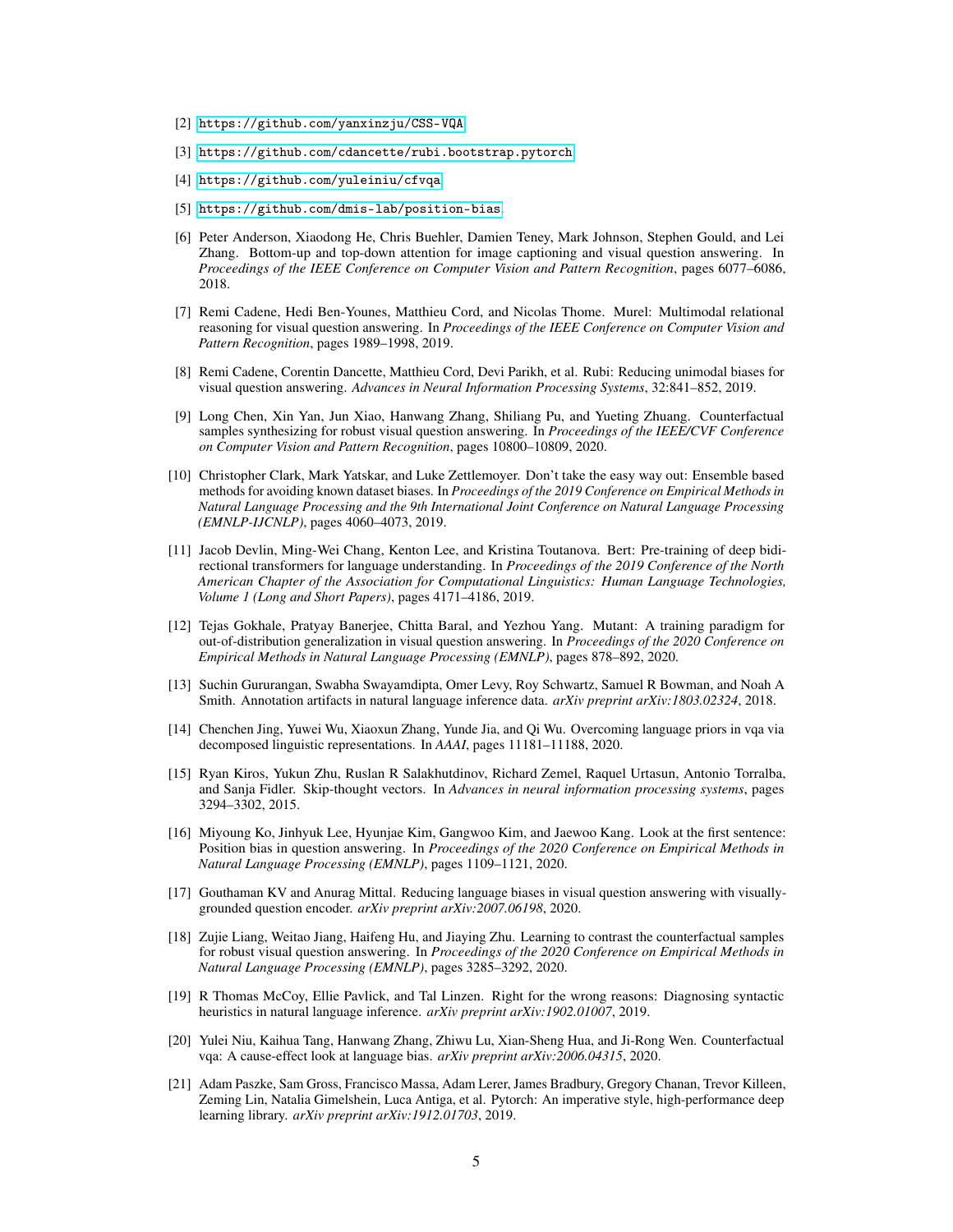[2] https://github.com/yanxinzju/CSS-VQA

[3] https://github.com/cdancette/rubi.bootstrap.pytorch

[4] https://github.com/yuleiniu/cfvqa

[5] https://github.com/dmis-lab/position-bias

[6] Peter Anderson, Xiaodong He, Chris Buehler, Damien Teney, Mark Johnson, Stephen Gould, and Lei Zhang. Bottom-up and top-down attention for image captioning and visual question answering. In *Proceedings of the IEEE Conference on Computer Vision and Pattern Recognition*, pages 6077–6086, 2018.

[7] Remi Cadene, Hedi Ben-Younes, Matthieu Cord, and Nicolas Thome. Murel: Multimodal relational reasoning for visual question answering. In *Proceedings of the IEEE Conference on Computer Vision and Pattern Recognition*, pages 1989–1998, 2019.

[8] Remi Cadene, Corentin Dancette, Matthieu Cord, Devi Parikh, et al. Rubi: Reducing unimodal biases for visual question answering. *Advances in Neural Information Processing Systems*, 32:841–852, 2019.

[9] Long Chen, Xin Yan, Jun Xiao, Hanwang Zhang, Shiliang Pu, and Yueting Zhuang. Counterfactual samples synthesizing for robust visual question answering. In *Proceedings of the IEEE/CVF Conference on Computer Vision and Pattern Recognition*, pages 10800–10809, 2020.

[10] Christopher Clark, Mark Yatskar, and Luke Zettlemoyer. Don't take the easy way out: Ensemble based methods for avoiding known dataset biases. In *Proceedings of the 2019 Conference on Empirical Methods in Natural Language Processing and the 9th International Joint Conference on Natural Language Processing (EMNLP-IJCNLP)*, pages 4060–4073, 2019.

[11] Jacob Devlin, Ming-Wei Chang, Kenton Lee, and Kristina Toutanova. Bert: Pre-training of deep bidirectional transformers for language understanding. In *Proceedings of the 2019 Conference of the North American Chapter of the Association for Computational Linguistics: Human Language Technologies, Volume 1 (Long and Short Papers)*, pages 4171–4186, 2019.

[12] Tejas Gokhale, Pratyay Banerjee, Chitta Baral, and Yezhou Yang. Mutant: A training paradigm for out-of-distribution generalization in visual question answering. In *Proceedings of the 2020 Conference on Empirical Methods in Natural Language Processing (EMNLP)*, pages 878–892, 2020.

[13] Suchin Gururangan, Swabha Swayamdipta, Omer Levy, Roy Schwartz, Samuel R Bowman, and Noah A Smith. Annotation artifacts in natural language inference data. *arXiv preprint arXiv:1803.02324*, 2018.

[14] Chenchen Jing, Yuwei Wu, Xiaoxun Zhang, Yunde Jia, and Qi Wu. Overcoming language priors in vqa via decomposed linguistic representations. In *AAAI*, pages 11181–11188, 2020.

[15] Ryan Kiros, Yukun Zhu, Ruslan R Salakhutdinov, Richard Zemel, Raquel Urtasun, Antonio Torralba, and Sanja Fidler. Skip-thought vectors. In *Advances in neural information processing systems*, pages 3294–3302, 2015.

[16] Miyoung Ko, Jinhyuk Lee, Hyunjae Kim, Gangwoo Kim, and Jaewoo Kang. Look at the first sentence: Position bias in question answering. In *Proceedings of the 2020 Conference on Empirical Methods in Natural Language Processing (EMNLP)*, pages 1109–1121, 2020.

[17] Gouthaman KV and Anurag Mittal. Reducing language biases in visual question answering with visually-grounded question encoder. *arXiv preprint arXiv:2007.06198*, 2020.

[18] Zujie Liang, Weitao Jiang, Haifeng Hu, and Jiaying Zhu. Learning to contrast the counterfactual samples for robust visual question answering. In *Proceedings of the 2020 Conference on Empirical Methods in Natural Language Processing (EMNLP)*, pages 3285–3292, 2020.

[19] R Thomas McCoy, Ellie Pavlick, and Tal Linzen. Right for the wrong reasons: Diagnosing syntactic heuristics in natural language inference. *arXiv preprint arXiv:1902.01007*, 2019.

[20] Yulei Niu, Kaihua Tang, Hanwang Zhang, Zhiwu Lu, Xian-Sheng Hua, and Ji-Rong Wen. Counterfactual vqa: A cause-effect look at language bias. *arXiv preprint arXiv:2006.04315*, 2020.

[21] Adam Paszke, Sam Gross, Francisco Massa, Adam Lerer, James Bradbury, Gregory Chanan, Trevor Killeen, Zeming Lin, Natalia Gimelshein, Luca Antiga, et al. Pytorch: An imperative style, high-performance deep learning library. *arXiv preprint arXiv:1912.01703*, 2019.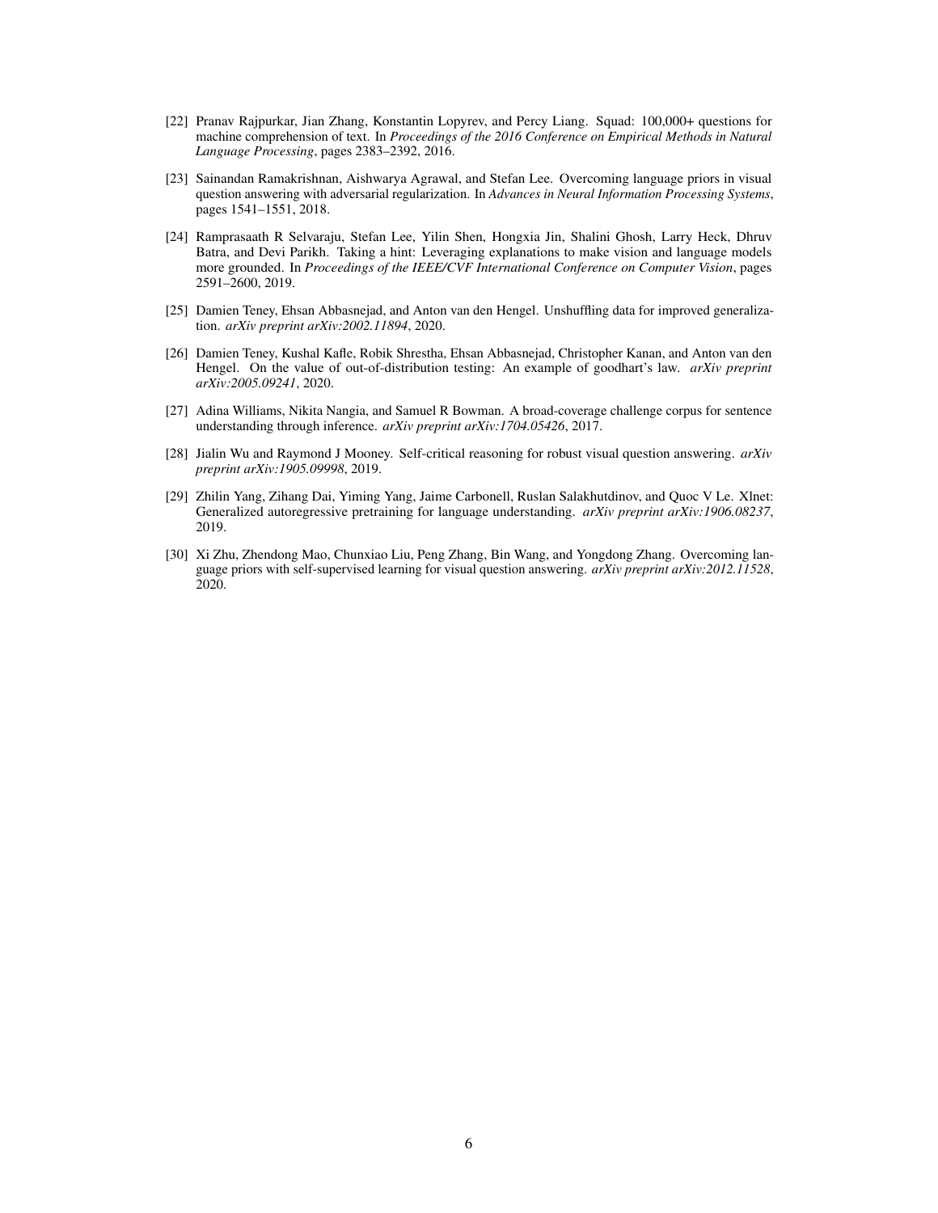[22] Pranav Rajpurkar, Jian Zhang, Konstantin Lopyrev, and Percy Liang. Squad: 100,000+ questions for machine comprehension of text. In *Proceedings of the 2016 Conference on Empirical Methods in Natural Language Processing*, pages 2383–2392, 2016.

[23] Sainandan Ramakrishnan, Aishwarya Agrawal, and Stefan Lee. Overcoming language priors in visual question answering with adversarial regularization. In *Advances in Neural Information Processing Systems*, pages 1541–1551, 2018.

[24] Ramprasaath R Selvaraju, Stefan Lee, Yilin Shen, Hongxia Jin, Shalini Ghosh, Larry Heck, Dhruv Batra, and Devi Parikh. Taking a hint: Leveraging explanations to make vision and language models more grounded. In *Proceedings of the IEEE/CVF International Conference on Computer Vision*, pages 2591–2600, 2019.

[25] Damien Teney, Ehsan Abbasnejad, and Anton van den Hengel. Unshuffling data for improved generalization. *arXiv preprint arXiv:2002.11894*, 2020.

[26] Damien Teney, Kushal Kafle, Robik Shrestha, Ehsan Abbasnejad, Christopher Kanan, and Anton van den Hengel. On the value of out-of-distribution testing: An example of goodhart's law. *arXiv preprint arXiv:2005.09241*, 2020.

[27] Adina Williams, Nikita Nangia, and Samuel R Bowman. A broad-coverage challenge corpus for sentence understanding through inference. *arXiv preprint arXiv:1704.05426*, 2017.

[28] Jialin Wu and Raymond J Mooney. Self-critical reasoning for robust visual question answering. *arXiv preprint arXiv:1905.09998*, 2019.

[29] Zhilin Yang, Zihang Dai, Yiming Yang, Jaime Carbonell, Ruslan Salakhutdinov, and Quoc V Le. Xlnet: Generalized autoregressive pretraining for language understanding. *arXiv preprint arXiv:1906.08237*, 2019.

[30] Xi Zhu, Zhendong Mao, Chunxiao Liu, Peng Zhang, Bin Wang, and Yongdong Zhang. Overcoming language priors with self-supervised learning for visual question answering. *arXiv preprint arXiv:2012.11528*, 2020.